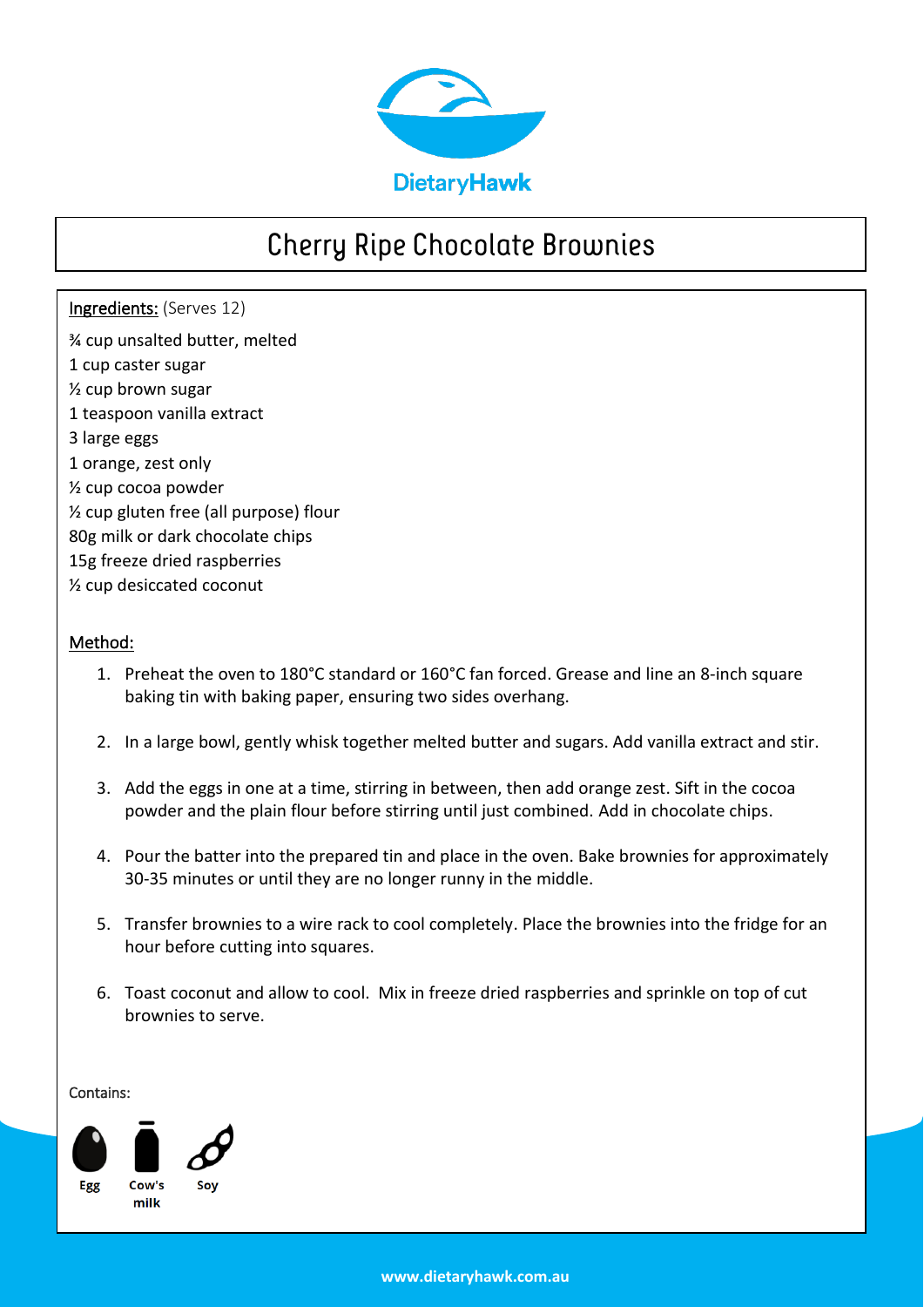DietaryHawk

# Cherry Ripe Chocolate Brownies

**Ingredients:** (Serves 12)

¾ cup unsalted butter, melted
1 cup caster sugar
½ cup brown sugar
1 teaspoon vanilla extract
3 large eggs
1 orange, zest only
½ cup cocoa powder
½ cup gluten free (all purpose) flour
80g milk or dark chocolate chips
15g freeze dried raspberries
½ cup desiccated coconut

**Method:**

1. Preheat the oven to 180°C standard or 160°C fan forced. Grease and line an 8-inch square baking tin with baking paper, ensuring two sides overhang.
2. In a large bowl, gently whisk together melted butter and sugars. Add vanilla extract and stir.
3. Add the eggs in one at a time, stirring in between, then add orange zest. Sift in the cocoa powder and the plain flour before stirring until just combined. Add in chocolate chips.
4. Pour the batter into the prepared tin and place in the oven. Bake brownies for approximately 30-35 minutes or until they are no longer runny in the middle.
5. Transfer brownies to a wire rack to cool completely. Place the brownies into the fridge for an hour before cutting into squares.
6. Toast coconut and allow to cool. Mix in freeze dried raspberries and sprinkle on top of cut brownies to serve.

Contains:

Egg
Cow's milk
Soy

www.dietaryhawk.com.au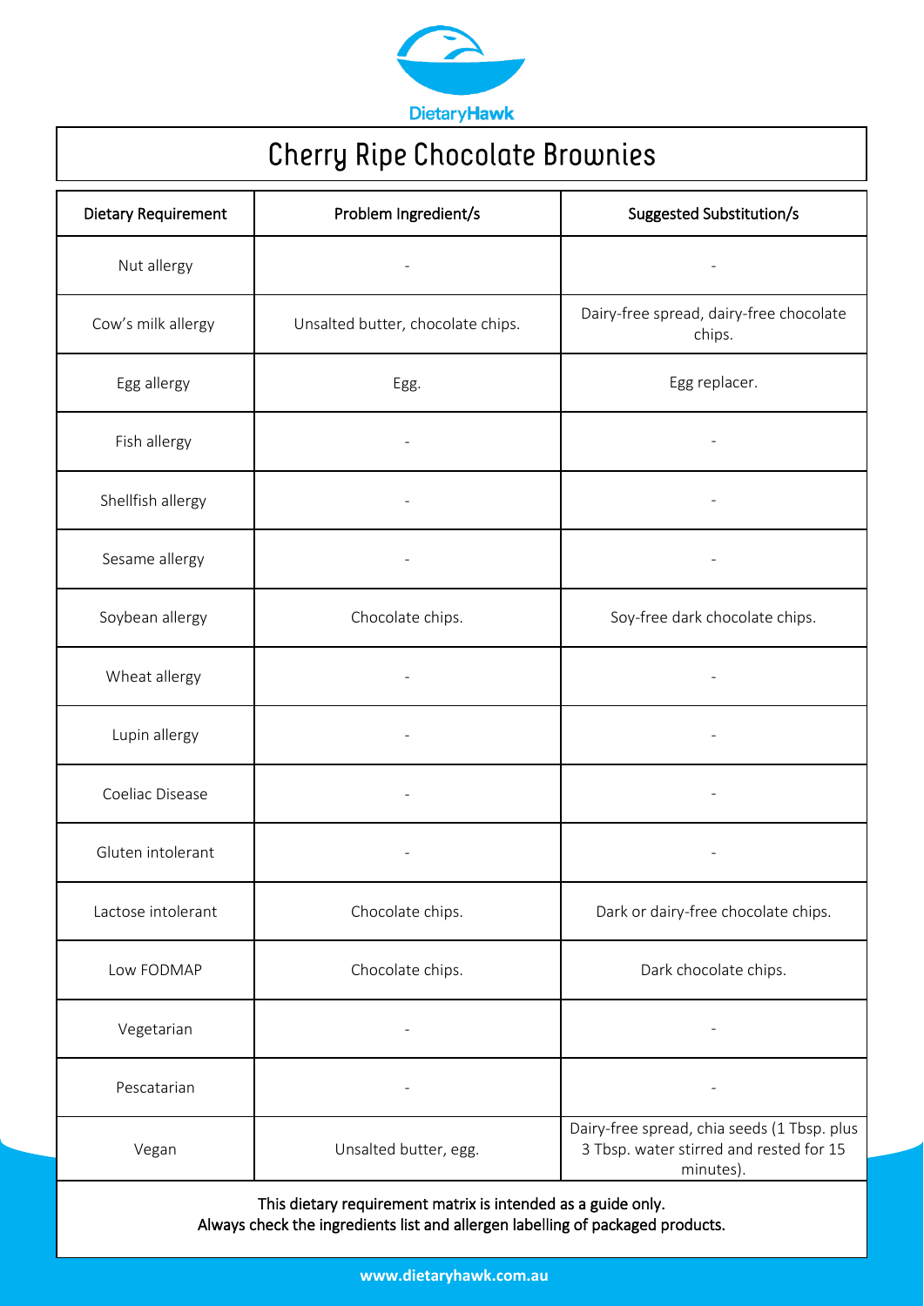DietaryHawk

# Cherry Ripe Chocolate Brownies

| Dietary Requirement | Problem Ingredient/s | Suggested Substitution/s |
| --- | --- | --- |
| Nut allergy | - | - |
| Cow's milk allergy | Unsalted butter, chocolate chips. | Dairy-free spread, dairy-free chocolate chips. |
| Egg allergy | Egg. | Egg replacer. |
| Fish allergy | - | - |
| Shellfish allergy | - | - |
| Sesame allergy | - | - |
| Soybean allergy | Chocolate chips. | Soy-free dark chocolate chips. |
| Wheat allergy | - | - |
| Lupin allergy | - | - |
| Coeliac Disease | - | - |
| Gluten intolerant | - | - |
| Lactose intolerant | Chocolate chips. | Dark or dairy-free chocolate chips. |
| Low FODMAP | Chocolate chips. | Dark chocolate chips. |
| Vegetarian | - | - |
| Pescatarian | - | - |
| Vegan | Unsalted butter, egg. | Dairy-free spread, chia seeds (1 Tbsp. plus 3 Tbsp. water stirred and rested for 15 minutes). |

This dietary requirement matrix is intended as a guide only.
Always check the ingredients list and allergen labelling of packaged products.

www.dietaryhawk.com.au